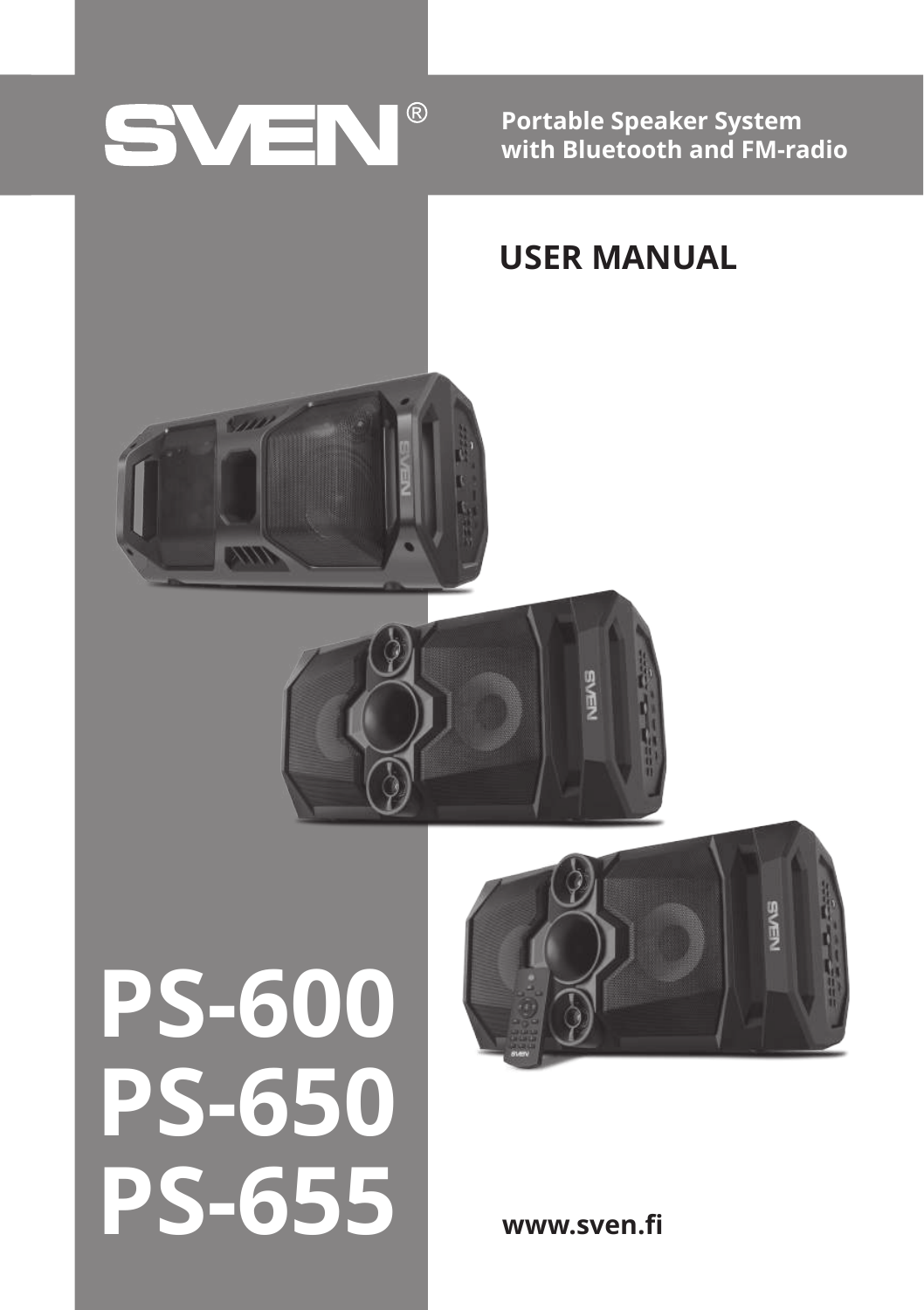# SVEN®

**Portable Speaker System with Bluetooth and FM-radio**

## USER MANUAL

# PS-600
# PS-650
# PS-655

**www.sven.fi**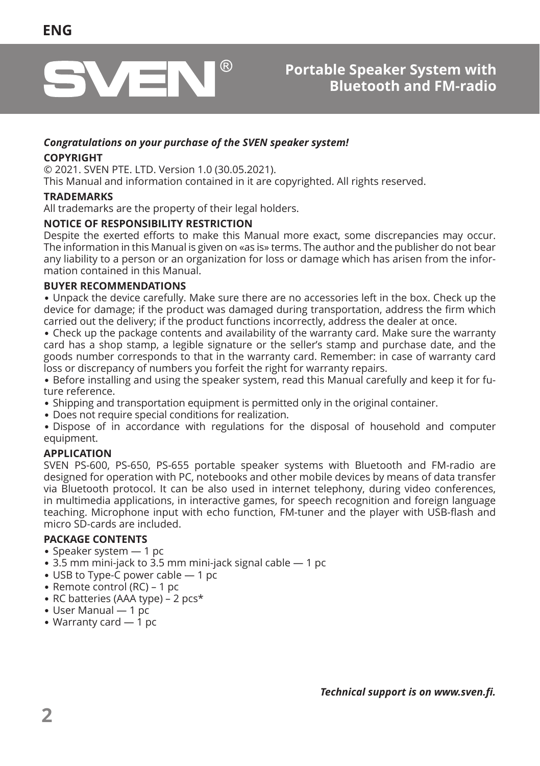ENG

# SVEN®

## Portable Speaker System with Bluetooth and FM-radio

***Congratulations on your purchase of the SVEN speaker system!***

**COPYRIGHT**

© 2021. SVEN PTE. LTD. Version 1.0 (30.05.2021).
This Manual and information contained in it are copyrighted. All rights reserved.

**TRADEMARKS**

All trademarks are the property of their legal holders.

**NOTICE OF RESPONSIBILITY RESTRICTION**

Despite the exerted efforts to make this Manual more exact, some discrepancies may occur. The information in this Manual is given on «as is» terms. The author and the publisher do not bear any liability to a person or an organization for loss or damage which has arisen from the information contained in this Manual.

**BUYER RECOMMENDATIONS**

- Unpack the device carefully. Make sure there are no accessories left in the box. Check up the device for damage; if the product was damaged during transportation, address the firm which carried out the delivery; if the product functions incorrectly, address the dealer at once.
- Check up the package contents and availability of the warranty card. Make sure the warranty card has a shop stamp, a legible signature or the seller's stamp and purchase date, and the goods number corresponds to that in the warranty card. Remember: in case of warranty card loss or discrepancy of numbers you forfeit the right for warranty repairs.
- Before installing and using the speaker system, read this Manual carefully and keep it for future reference.
- Shipping and transportation equipment is permitted only in the original container.
- Does not require special conditions for realization.
- Dispose of in accordance with regulations for the disposal of household and computer equipment.

**APPLICATION**

SVEN PS-600, PS-650, PS-655 portable speaker systems with Bluetooth and FM-radio are designed for operation with PC, notebooks and other mobile devices by means of data transfer via Bluetooth protocol. It can be also used in internet telephony, during video conferences, in multimedia applications, in interactive games, for speech recognition and foreign language teaching. Microphone input with echo function, FM-tuner and the player with USB-flash and micro SD-cards are included.

**PACKAGE CONTENTS**

- Speaker system — 1 pc
- 3.5 mm mini-jack to 3.5 mm mini-jack signal cable — 1 pc
- USB to Type-C power cable — 1 pc
- Remote control (RC) – 1 pc
- RC batteries (AAA type) – 2 pcs*
- User Manual — 1 pc
- Warranty card — 1 pc

***Technical support is on www.sven.fi.***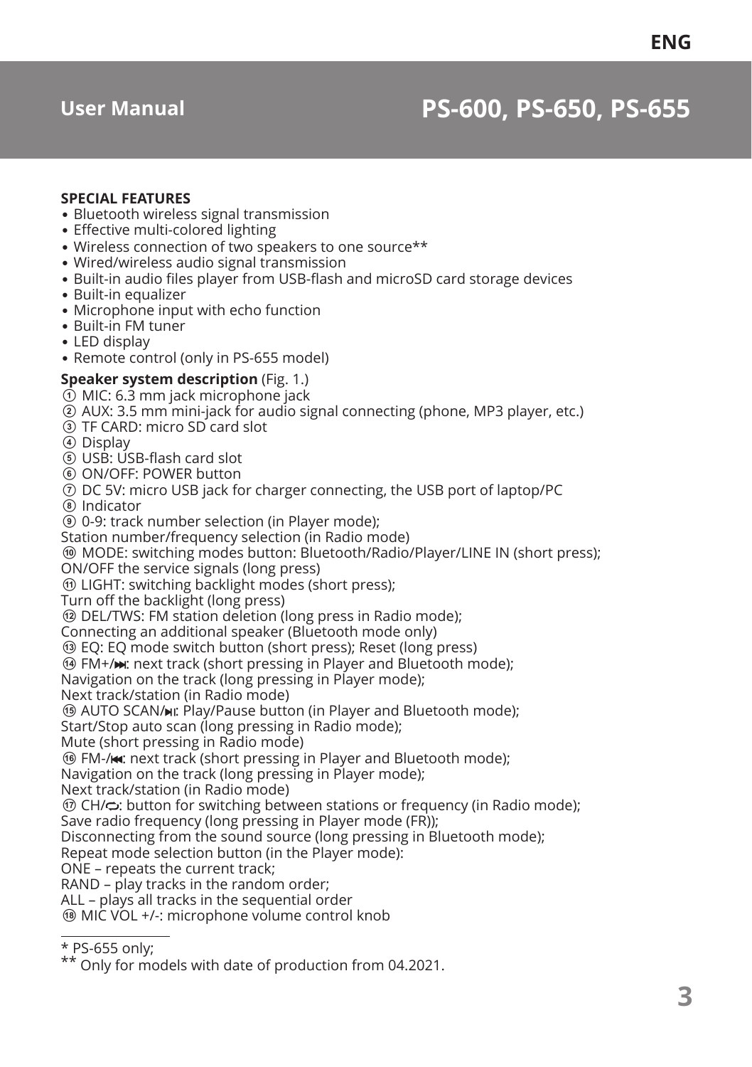# User Manual — PS-600, PS-650, PS-655

**SPECIAL FEATURES**

- Bluetooth wireless signal transmission
- Effective multi-colored lighting
- Wireless connection of two speakers to one source**
- Wired/wireless audio signal transmission
- Built-in audio files player from USB-flash and microSD card storage devices
- Built-in equalizer
- Microphone input with echo function
- Built-in FM tuner
- LED display
- Remote control (only in PS-655 model)

**Speaker system description** (Fig. 1.)

① MIC: 6.3 mm jack microphone jack
② AUX: 3.5 mm mini-jack for audio signal connecting (phone, MP3 player, etc.)
③ TF CARD: micro SD card slot
④ Display
⑤ USB: USB-flash card slot
⑥ ON/OFF: POWER button
⑦ DC 5V: micro USB jack for charger connecting, the USB port of laptop/PC
⑧ Indicator
⑨ 0-9: track number selection (in Player mode);
Station number/frequency selection (in Radio mode)
⑩ MODE: switching modes button: Bluetooth/Radio/Player/LINE IN (short press);
ON/OFF the service signals (long press)
⑪ LIGHT: switching backlight modes (short press);
Turn off the backlight (long press)
⑫ DEL/TWS: FM station deletion (long press in Radio mode);
Connecting an additional speaker (Bluetooth mode only)
⑬ EQ: EQ mode switch button (short press); Reset (long press)
⑭ FM+/⏭: next track (short pressing in Player and Bluetooth mode);
Navigation on the track (long pressing in Player mode);
Next track/station (in Radio mode)
⑮ AUTO SCAN/⏯: Play/Pause button (in Player and Bluetooth mode);
Start/Stop auto scan (long pressing in Radio mode);
Mute (short pressing in Radio mode)
⑯ FM-/⏮: next track (short pressing in Player and Bluetooth mode);
Navigation on the track (long pressing in Player mode);
Next track/station (in Radio mode)
⑰ CH/🔁: button for switching between stations or frequency (in Radio mode);
Save radio frequency (long pressing in Player mode (FR));
Disconnecting from the sound source (long pressing in Bluetooth mode);
Repeat mode selection button (in the Player mode):
ONE – repeats the current track;
RAND – play tracks in the random order;
ALL – plays all tracks in the sequential order
⑱ MIC VOL +/-: microphone volume control knob

---

* PS-655 only;
** Only for models with date of production from 04.2021.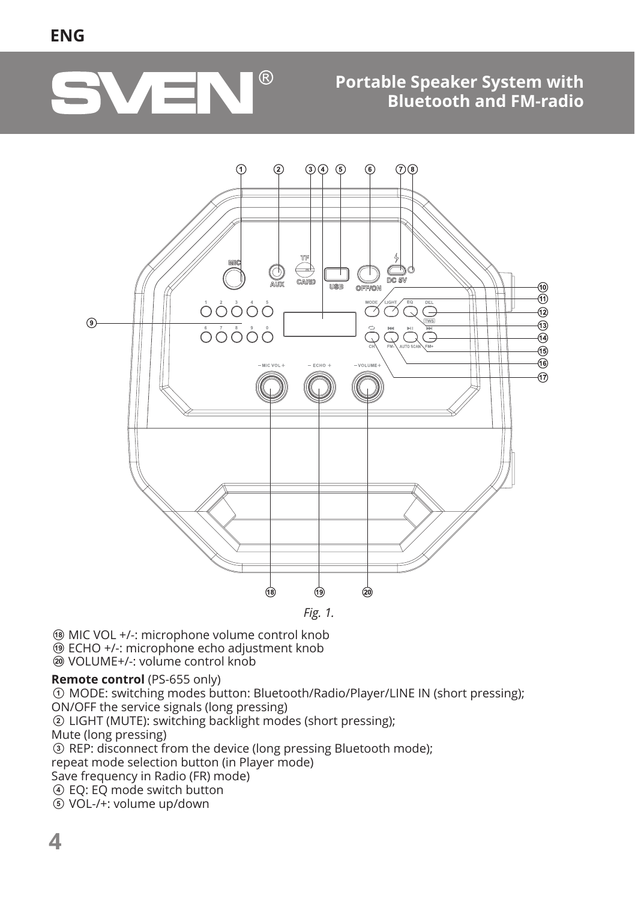ENG

# SVEN®

## Portable Speaker System with Bluetooth and FM-radio

*Fig. 1.*

⑱ MIC VOL +/-: microphone volume control knob
⑲ ECHO +/-: microphone echo adjustment knob
⑳ VOLUME+/-: volume control knob

**Remote control** (PS-655 only)
① MODE: switching modes button: Bluetooth/Radio/Player/LINE IN (short pressing);
ON/OFF the service signals (long pressing)
② LIGHT (MUTE): switching backlight modes (short pressing);
Mute (long pressing)
③ REP: disconnect from the device (long pressing Bluetooth mode);
repeat mode selection button (in Player mode)
Save frequency in Radio (FR) mode)
④ EQ: EQ mode switch button
⑤ VOL-/+: volume up/down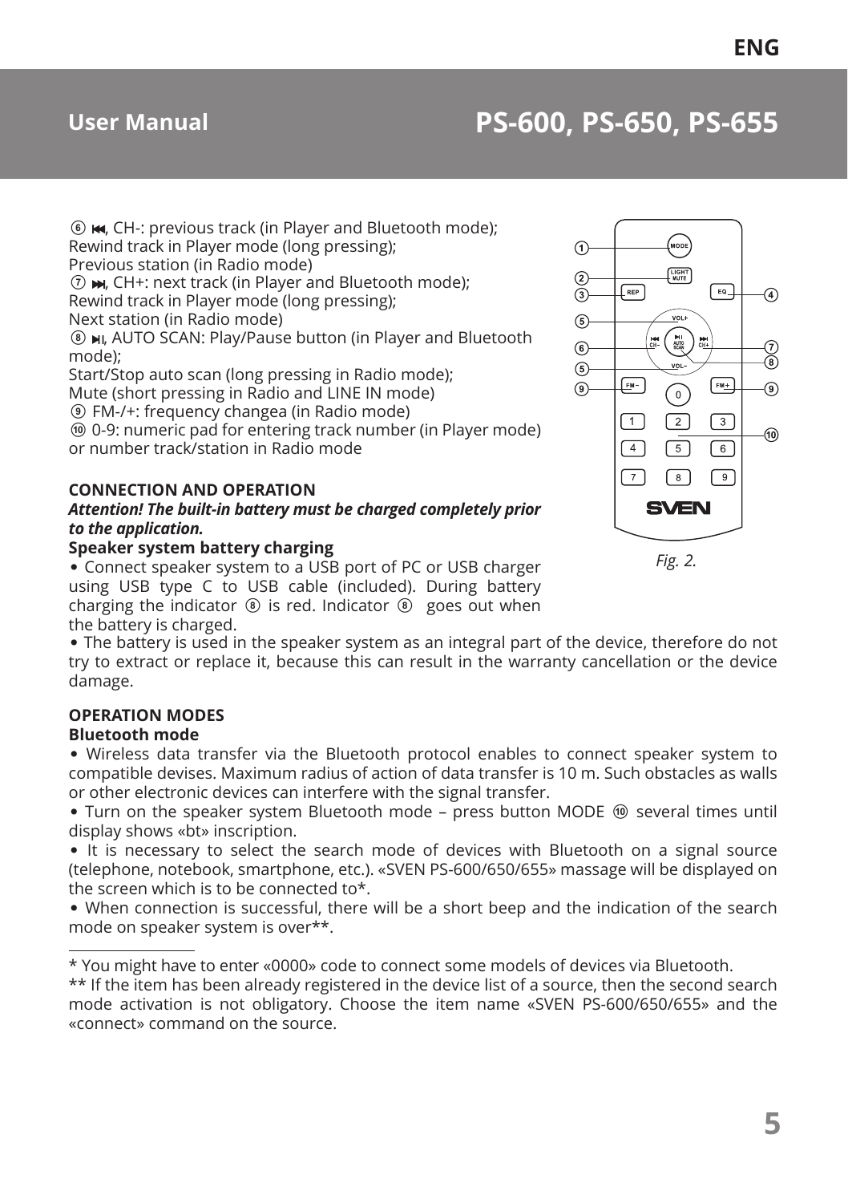⑥ ⏮, CH-: previous track (in Player and Bluetooth mode);
Rewind track in Player mode (long pressing);
Previous station (in Radio mode)
⑦ ⏭, CH+: next track (in Player and Bluetooth mode);
Rewind track in Player mode (long pressing);
Next station (in Radio mode)
⑧ ⏯, AUTO SCAN: Play/Pause button (in Player and Bluetooth mode);
Start/Stop auto scan (long pressing in Radio mode);
Mute (short pressing in Radio and LINE IN mode)
⑨ FM-/+: frequency changea (in Radio mode)
⑩ 0-9: numeric pad for entering track number (in Player mode) or number track/station in Radio mode

Fig. 2.

**CONNECTION AND OPERATION**

***Attention! The built-in battery must be charged completely prior to the application.***

**Speaker system battery charging**

• Connect speaker system to a USB port of PC or USB charger using USB type C to USB cable (included). During battery charging the indicator ⑧ is red. Indicator ⑧ goes out when the battery is charged.

• The battery is used in the speaker system as an integral part of the device, therefore do not try to extract or replace it, because this can result in the warranty cancellation or the device damage.

**OPERATION MODES**

**Bluetooth mode**

• Wireless data transfer via the Bluetooth protocol enables to connect speaker system to compatible devises. Maximum radius of action of data transfer is 10 m. Such obstacles as walls or other electronic devices can interfere with the signal transfer.

• Turn on the speaker system Bluetooth mode – press button MODE ⑩ several times until display shows «bt» inscription.

• It is necessary to select the search mode of devices with Bluetooth on a signal source (telephone, notebook, smartphone, etc.). «SVEN PS-600/650/655» massage will be displayed on the screen which is to be connected to*.

• When connection is successful, there will be a short beep and the indication of the search mode on speaker system is over**.

---

* You might have to enter «0000» code to connect some models of devices via Bluetooth.

** If the item has been already registered in the device list of a source, then the second search mode activation is not obligatory. Choose the item name «SVEN PS-600/650/655» and the «connect» command on the source.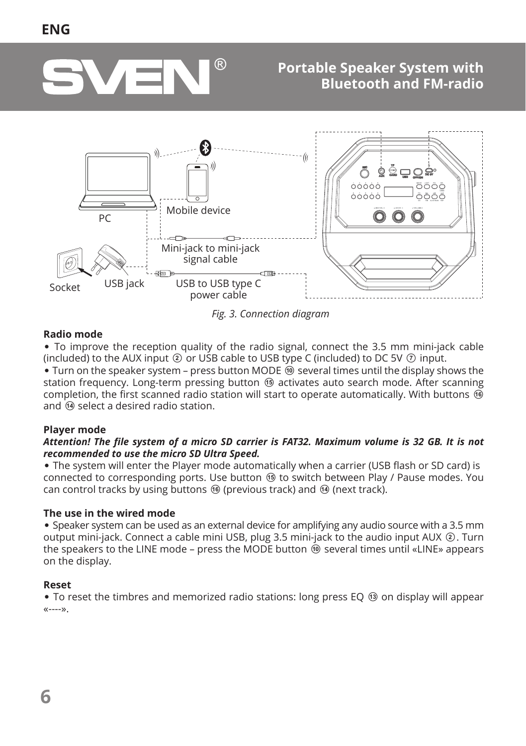ENG

# SVEN®

## Portable Speaker System with Bluetooth and FM-radio

PC

Mobile device

Mini-jack to mini-jack signal cable

Socket

USB jack

USB to USB type C power cable

*Fig. 3. Connection diagram*

**Radio mode**

• To improve the reception quality of the radio signal, connect the 3.5 mm mini-jack cable (included) to the AUX input ② or USB cable to USB type C (included) to DC 5V ⑦ input.

• Turn on the speaker system – press button MODE ⑩ several times until the display shows the station frequency. Long-term pressing button ⑮ activates auto search mode. After scanning completion, the first scanned radio station will start to operate automatically. With buttons ⑯ and ⑭ select a desired radio station.

**Player mode**

***Attention! The file system of a micro SD carrier is FAT32. Maximum volume is 32 GB. It is not recommended to use the micro SD Ultra Speed.***

• The system will enter the Player mode automatically when a carrier (USB flash or SD card) is connected to corresponding ports. Use button ⑮ to switch between Play / Pause modes. You can control tracks by using buttons ⑯ (previous track) and ⑭ (next track).

**The use in the wired mode**

• Speaker system can be used as an external device for amplifying any audio source with a 3.5 mm output mini-jack. Connect a cable mini USB, plug 3.5 mini-jack to the audio input AUX ②. Turn the speakers to the LINE mode – press the MODE button ⑩ several times until «LINE» appears on the display.

**Reset**

• To reset the timbres and memorized radio stations: long press EQ ⑬ on display will appear «----».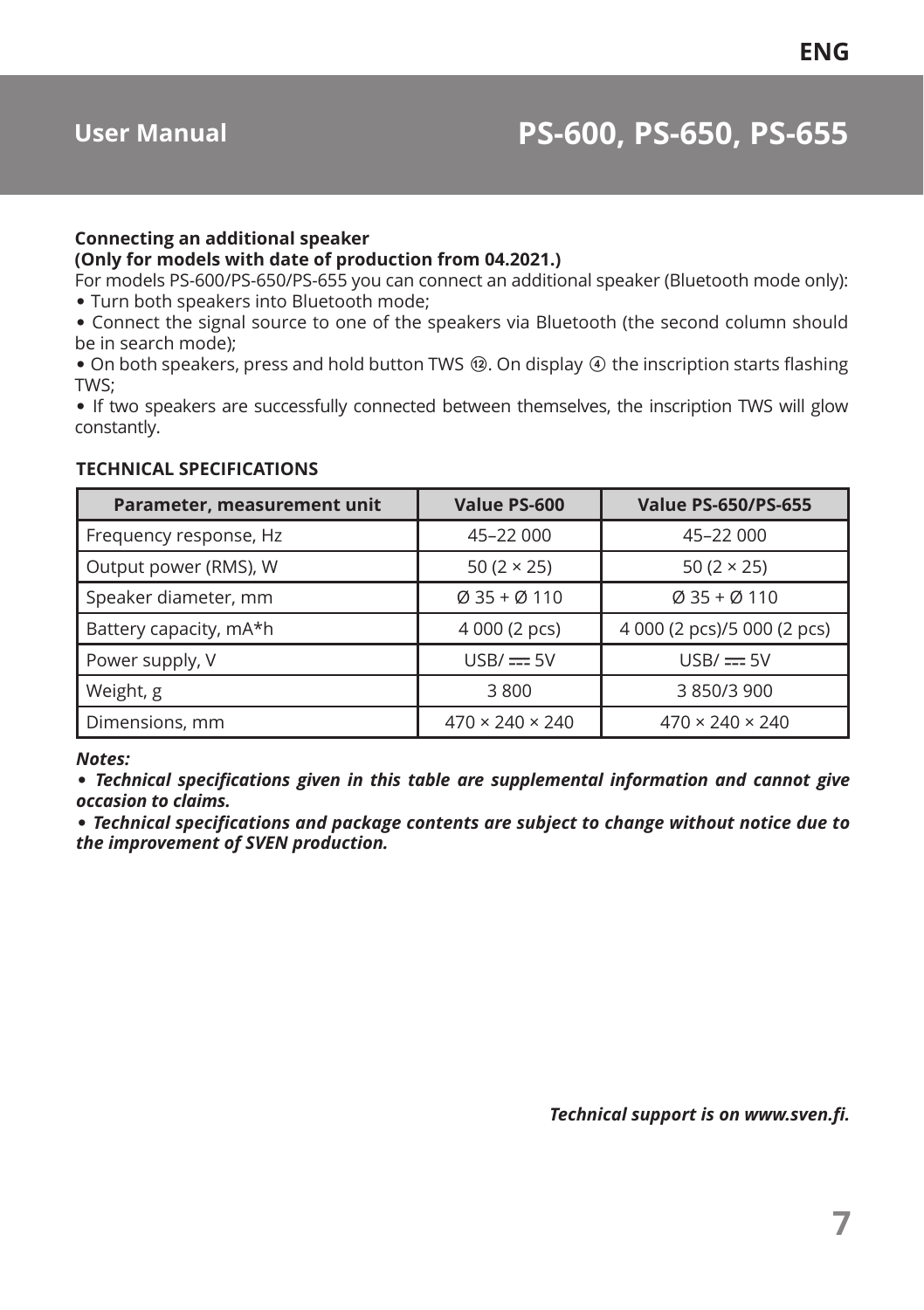## User Manual PS-600, PS-650, PS-655

**Connecting an additional speaker**
**(Only for models with date of production from 04.2021.)**

For models PS-600/PS-650/PS-655 you can connect an additional speaker (Bluetooth mode only):

- Turn both speakers into Bluetooth mode;
- Connect the signal source to one of the speakers via Bluetooth (the second column should be in search mode);
- On both speakers, press and hold button TWS ⑫. On display ④ the inscription starts flashing TWS;
- If two speakers are successfully connected between themselves, the inscription TWS will glow constantly.

**TECHNICAL SPECIFICATIONS**

| Parameter, measurement unit | Value PS-600 | Value PS-650/PS-655 |
|---|---|---|
| Frequency response, Hz | 45–22 000 | 45–22 000 |
| Output power (RMS), W | 50 (2 × 25) | 50 (2 × 25) |
| Speaker diameter, mm | Ø 35 + Ø 110 | Ø 35 + Ø 110 |
| Battery capacity, mA*h | 4 000 (2 pcs) | 4 000 (2 pcs)/5 000 (2 pcs) |
| Power supply, V | USB/ ⎓ 5V | USB/ ⎓ 5V |
| Weight, g | 3 800 | 3 850/3 900 |
| Dimensions, mm | 470 × 240 × 240 | 470 × 240 × 240 |

***Notes:***

- ***Technical specifications given in this table are supplemental information and cannot give occasion to claims.***
- ***Technical specifications and package contents are subject to change without notice due to the improvement of SVEN production.***

***Technical support is on www.sven.fi.***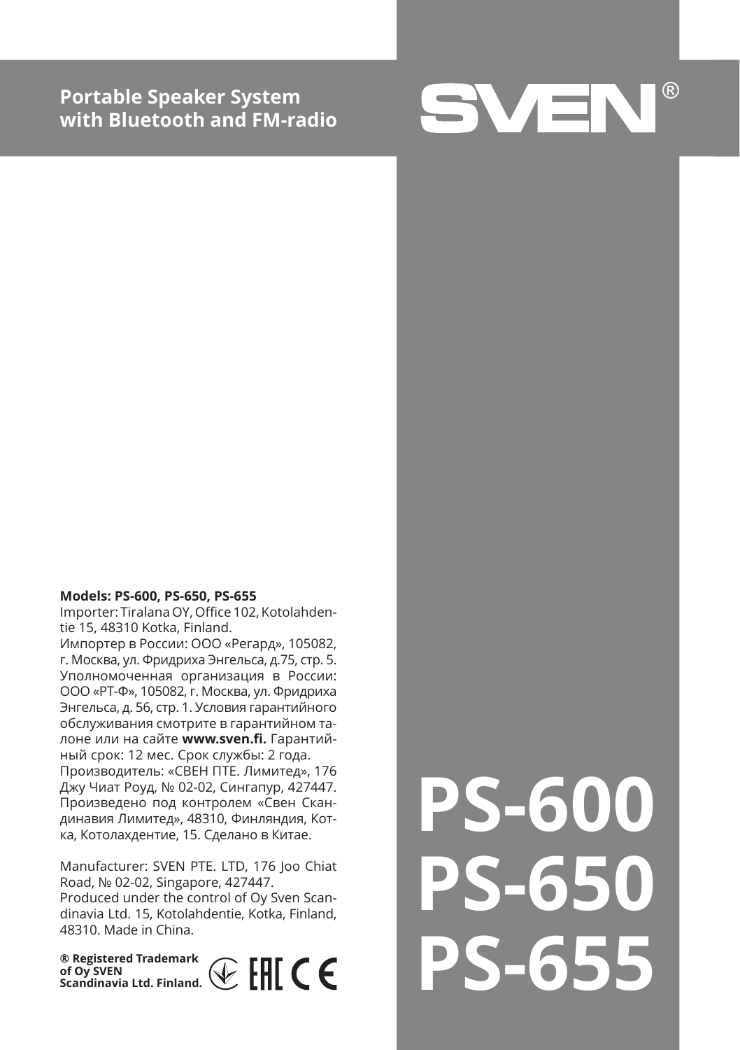**Portable Speaker System with Bluetooth and FM-radio**

SVEN®

**Models: PS-600, PS-650, PS-655**

Importer: Tiralana OY, Office 102, Kotolahdentie 15, 48310 Kotka, Finland.

Импортер в России: ООО «Регард», 105082, г. Москва, ул. Фридриха Энгельса, д.75, стр. 5. Уполномоченная организация в России: ООО «РТ-Ф», 105082, г. Москва, ул. Фридриха Энгельса, д. 56, стр. 1. Условия гарантийного обслуживания смотрите в гарантийном талоне или на сайте **www.sven.fi.** Гарантийный срок: 12 мес. Срок службы: 2 года.

Производитель: «СВЕН ПТЕ. Лимитед», 176 Джу Чиат Роуд, № 02-02, Сингапур, 427447. Произведено под контролем «Свен Скандинавия Лимитед», 48310, Финляндия, Котка, Котолахдентие, 15. Сделано в Китае.

Manufacturer: SVEN PTE. LTD, 176 Joo Chiat Road, № 02-02, Singapore, 427447.
Produced under the control of Oy Sven Scandinavia Ltd. 15, Kotolahdentie, Kotka, Finland, 48310. Made in China.

**® Registered Trademark of Oy SVEN Scandinavia Ltd. Finland.**

# PS-600
# PS-650
# PS-655